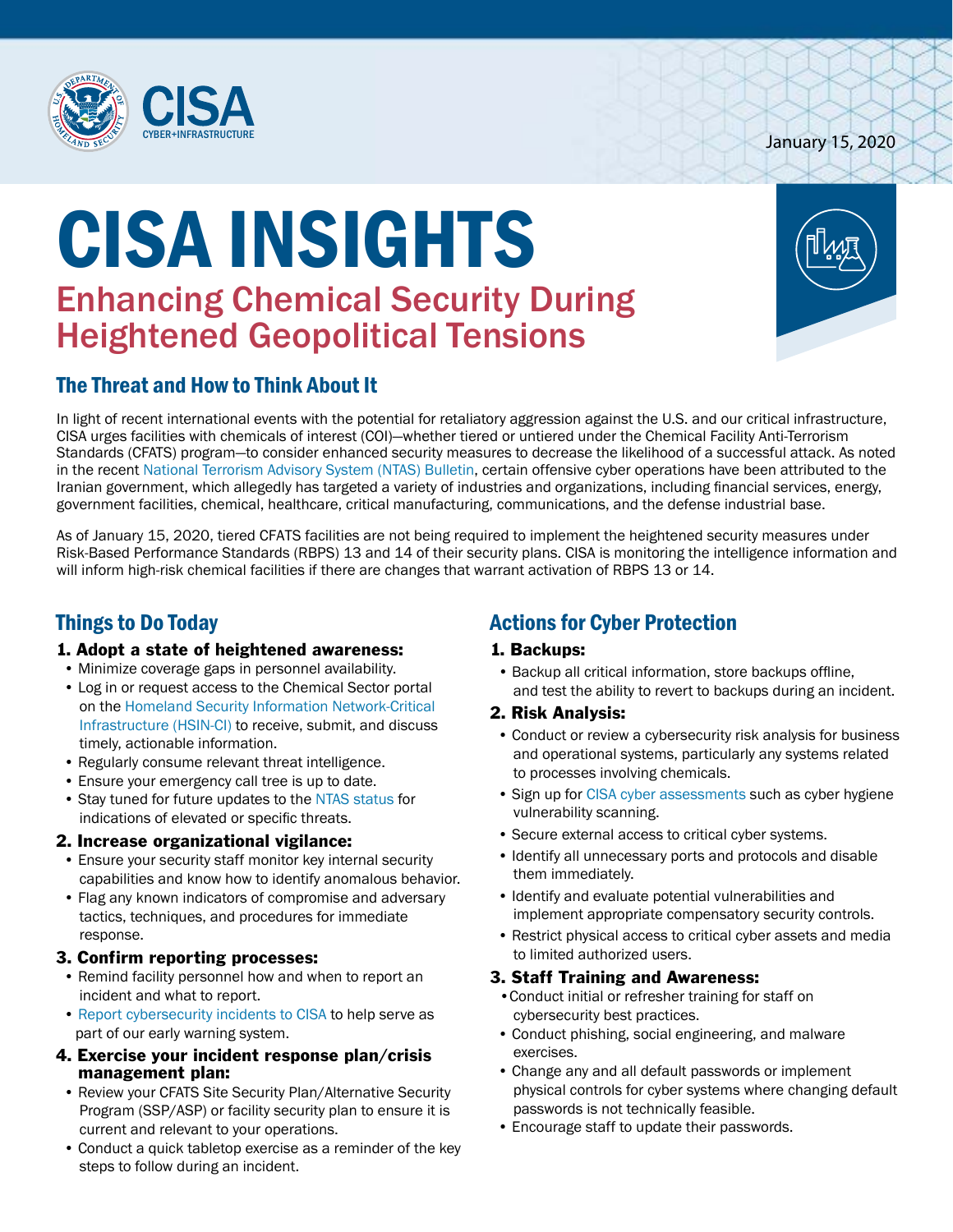January 15, 2020

# CISA INSIGHTS

## Enhancing Chemical Security During Heightened Geopolitical Tensions

### The Threat and How to Think About It

In light of recent international events with the potential for retaliatory aggression against the U.S. and our critical infrastructure, CISA urges facilities with chemicals of interest (COI)—whether tiered or untiered under the Chemical Facility Anti-Terrorism Standards (CFATS) program—to consider enhanced security measures to decrease the likelihood of a successful attack. As noted in the recent National Terrorism Advisory System (NTAS) Bulletin, certain offensive cyber operations have been attributed to the Iranian government, which allegedly has targeted a variety of industries and organizations, including financial services, energy, government facilities, chemical, healthcare, critical manufacturing, communications, and the defense industrial base.

As of January 15, 2020, tiered CFATS facilities are not being required to implement the heightened security measures under Risk-Based Performance Standards (RBPS) 13 and 14 of their security plans. CISA is monitoring the intelligence information and will inform high-risk chemical facilities if there are changes that warrant activation of RBPS 13 or 14.

### Things to Do Today

**1. Adopt a state of heightened awareness:**

- Minimize coverage gaps in personnel availability.
- Log in or request access to the Chemical Sector portal on the Homeland Security Information Network-Critical Infrastructure (HSIN-CI) to receive, submit, and discuss timely, actionable information.
- Regularly consume relevant threat intelligence.
- Ensure your emergency call tree is up to date.
- Stay tuned for future updates to the NTAS status for indications of elevated or specific threats.

**2. Increase organizational vigilance:**

- Ensure your security staff monitor key internal security capabilities and know how to identify anomalous behavior.
- Flag any known indicators of compromise and adversary tactics, techniques, and procedures for immediate response.

**3. Confirm reporting processes:**

- Remind facility personnel how and when to report an incident and what to report.
- Report cybersecurity incidents to CISA to help serve as part of our early warning system.

**4. Exercise your incident response plan/crisis management plan:**

- Review your CFATS Site Security Plan/Alternative Security Program (SSP/ASP) or facility security plan to ensure it is current and relevant to your operations.
- Conduct a quick tabletop exercise as a reminder of the key steps to follow during an incident.

### Actions for Cyber Protection

**1. Backups:**

- Backup all critical information, store backups offline, and test the ability to revert to backups during an incident.

**2. Risk Analysis:**

- Conduct or review a cybersecurity risk analysis for business and operational systems, particularly any systems related to processes involving chemicals.
- Sign up for CISA cyber assessments such as cyber hygiene vulnerability scanning.
- Secure external access to critical cyber systems.
- Identify all unnecessary ports and protocols and disable them immediately.
- Identify and evaluate potential vulnerabilities and implement appropriate compensatory security controls.
- Restrict physical access to critical cyber assets and media to limited authorized users.

**3. Staff Training and Awareness:**

- Conduct initial or refresher training for staff on cybersecurity best practices.
- Conduct phishing, social engineering, and malware exercises.
- Change any and all default passwords or implement physical controls for cyber systems where changing default passwords is not technically feasible.
- Encourage staff to update their passwords.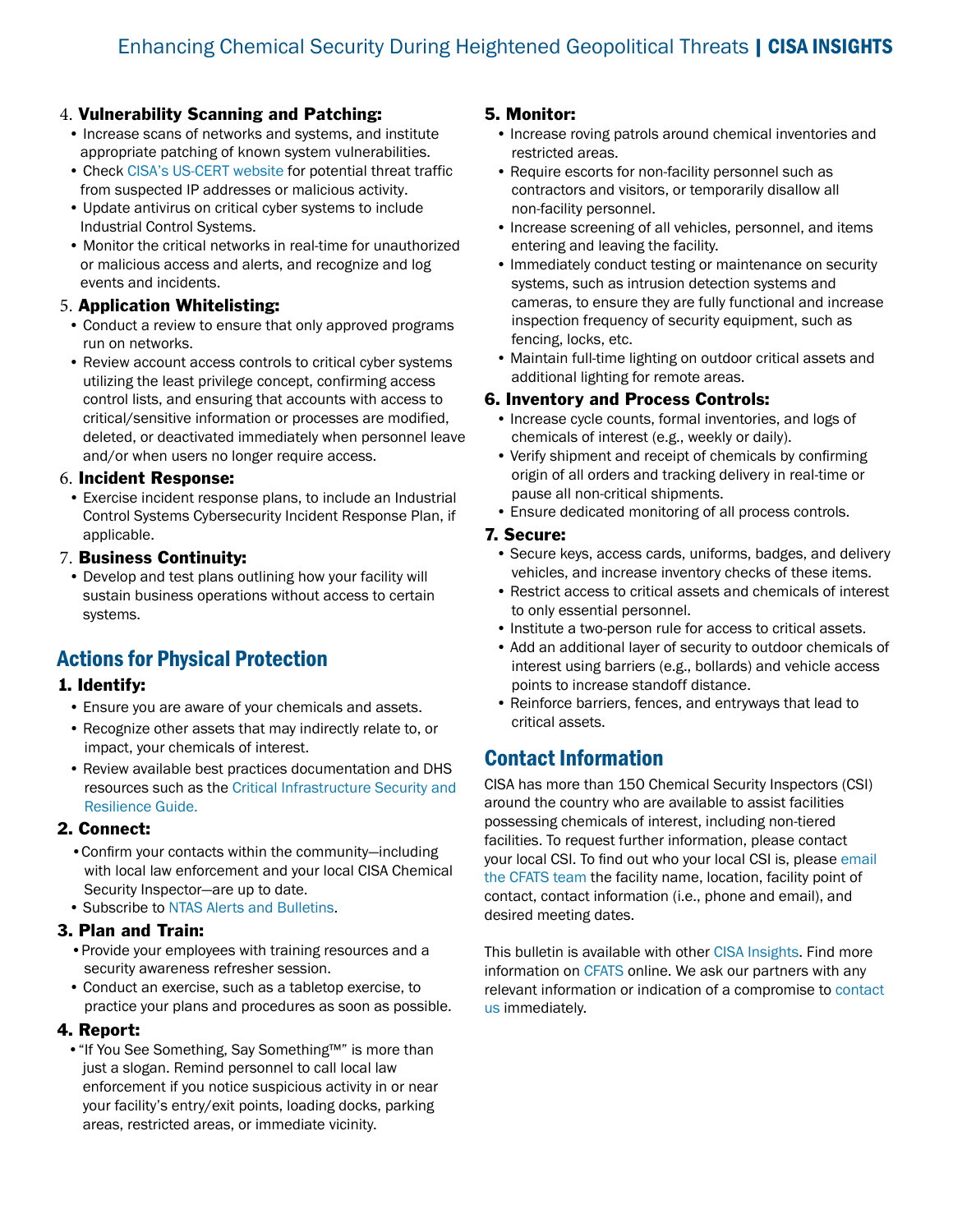4. **Vulnerability Scanning and Patching:**
   - Increase scans of networks and systems, and institute appropriate patching of known system vulnerabilities.
   - Check CISA's US-CERT website for potential threat traffic from suspected IP addresses or malicious activity.
   - Update antivirus on critical cyber systems to include Industrial Control Systems.
   - Monitor the critical networks in real-time for unauthorized or malicious access and alerts, and recognize and log events and incidents.
5. **Application Whitelisting:**
   - Conduct a review to ensure that only approved programs run on networks.
   - Review account access controls to critical cyber systems utilizing the least privilege concept, confirming access control lists, and ensuring that accounts with access to critical/sensitive information or processes are modified, deleted, or deactivated immediately when personnel leave and/or when users no longer require access.
6. **Incident Response:**
   - Exercise incident response plans, to include an Industrial Control Systems Cybersecurity Incident Response Plan, if applicable.
7. **Business Continuity:**
   - Develop and test plans outlining how your facility will sustain business operations without access to certain systems.

## Actions for Physical Protection

### 1. Identify:

- Ensure you are aware of your chemicals and assets.
- Recognize other assets that may indirectly relate to, or impact, your chemicals of interest.
- Review available best practices documentation and DHS resources such as the Critical Infrastructure Security and Resilience Guide.

### 2. Connect:

- Confirm your contacts within the community—including with local law enforcement and your local CISA Chemical Security Inspector—are up to date.
- Subscribe to NTAS Alerts and Bulletins.

### 3. Plan and Train:

- Provide your employees with training resources and a security awareness refresher session.
- Conduct an exercise, such as a tabletop exercise, to practice your plans and procedures as soon as possible.

### 4. Report:

- "If You See Something, Say Something™" is more than just a slogan. Remind personnel to call local law enforcement if you notice suspicious activity in or near your facility's entry/exit points, loading docks, parking areas, restricted areas, or immediate vicinity.

### 5. Monitor:

- Increase roving patrols around chemical inventories and restricted areas.
- Require escorts for non-facility personnel such as contractors and visitors, or temporarily disallow all non-facility personnel.
- Increase screening of all vehicles, personnel, and items entering and leaving the facility.
- Immediately conduct testing or maintenance on security systems, such as intrusion detection systems and cameras, to ensure they are fully functional and increase inspection frequency of security equipment, such as fencing, locks, etc.
- Maintain full-time lighting on outdoor critical assets and additional lighting for remote areas.

### 6. Inventory and Process Controls:

- Increase cycle counts, formal inventories, and logs of chemicals of interest (e.g., weekly or daily).
- Verify shipment and receipt of chemicals by confirming origin of all orders and tracking delivery in real-time or pause all non-critical shipments.
- Ensure dedicated monitoring of all process controls.

### 7. Secure:

- Secure keys, access cards, uniforms, badges, and delivery vehicles, and increase inventory checks of these items.
- Restrict access to critical assets and chemicals of interest to only essential personnel.
- Institute a two-person rule for access to critical assets.
- Add an additional layer of security to outdoor chemicals of interest using barriers (e.g., bollards) and vehicle access points to increase standoff distance.
- Reinforce barriers, fences, and entryways that lead to critical assets.

## Contact Information

CISA has more than 150 Chemical Security Inspectors (CSI) around the country who are available to assist facilities possessing chemicals of interest, including non-tiered facilities. To request further information, please contact your local CSI. To find out who your local CSI is, please email the CFATS team the facility name, location, facility point of contact, contact information (i.e., phone and email), and desired meeting dates.

This bulletin is available with other CISA Insights. Find more information on CFATS online. We ask our partners with any relevant information or indication of a compromise to contact us immediately.